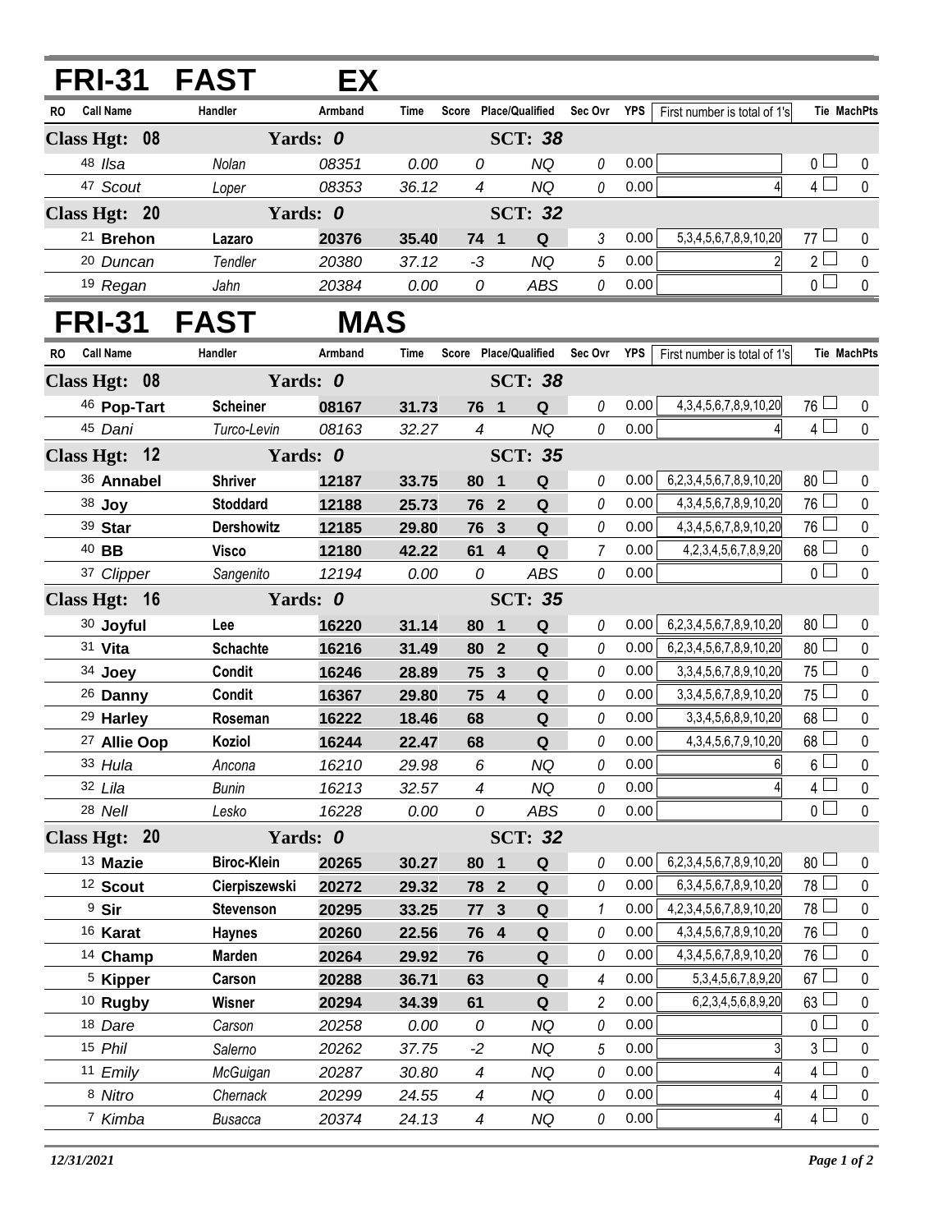# FRI-31 FAST EX

| RO | Call Name | Handler | Armband | Time | Score | Place/Qualified | | Sec Ovr | YPS | First number is total of 1's | Tie | MachPts |
|---|---|---|---|---|---|---|---|---|---|---|---|---|
| **Class Hgt: 08** | | **Yards: 0** | | | | **SCT: 38** | | | | | | |
| 48 | Ilsa | Nolan | 08351 | 0.00 | 0 | | NQ | 0 | 0.00 | | 0 | 0 |
| 47 | Scout | Loper | 08353 | 36.12 | 4 | | NQ | 0 | 0.00 | 4 | 4 | 0 |
| **Class Hgt: 20** | | **Yards: 0** | | | | **SCT: 32** | | | | | | |
| 21 | **Brehon** | **Lazaro** | **20376** | **35.40** | **74** | **1** | **Q** | 3 | 0.00 | 5,3,4,5,6,7,8,9,10,20 | 77 | 0 |
| 20 | Duncan | Tendler | 20380 | 37.12 | -3 | | NQ | 5 | 0.00 | 2 | 2 | 0 |
| 19 | Regan | Jahn | 20384 | 0.00 | 0 | | ABS | 0 | 0.00 | | 0 | 0 |

# FRI-31 FAST MAS

| RO | Call Name | Handler | Armband | Time | Score | Place/Qualified | | Sec Ovr | YPS | First number is total of 1's | Tie | MachPts |
|---|---|---|---|---|---|---|---|---|---|---|---|---|
| **Class Hgt: 08** | | **Yards: 0** | | | | **SCT: 38** | | | | | | |
| 46 | **Pop-Tart** | **Scheiner** | **08167** | **31.73** | **76** | **1** | **Q** | 0 | 0.00 | 4,3,4,5,6,7,8,9,10,20 | 76 | 0 |
| 45 | Dani | Turco-Levin | 08163 | 32.27 | 4 | | NQ | 0 | 0.00 | 4 | 4 | 0 |
| **Class Hgt: 12** | | **Yards: 0** | | | | **SCT: 35** | | | | | | |
| 36 | **Annabel** | **Shriver** | **12187** | **33.75** | **80** | **1** | **Q** | 0 | 0.00 | 6,2,3,4,5,6,7,8,9,10,20 | 80 | 0 |
| 38 | **Joy** | **Stoddard** | **12188** | **25.73** | **76** | **2** | **Q** | 0 | 0.00 | 4,3,4,5,6,7,8,9,10,20 | 76 | 0 |
| 39 | **Star** | **Dershowitz** | **12185** | **29.80** | **76** | **3** | **Q** | 0 | 0.00 | 4,3,4,5,6,7,8,9,10,20 | 76 | 0 |
| 40 | **BB** | **Visco** | **12180** | **42.22** | **61** | **4** | **Q** | 7 | 0.00 | 4,2,3,4,5,6,7,8,9,20 | 68 | 0 |
| 37 | Clipper | Sangenito | 12194 | 0.00 | 0 | | ABS | 0 | 0.00 | | 0 | 0 |
| **Class Hgt: 16** | | **Yards: 0** | | | | **SCT: 35** | | | | | | |
| 30 | **Joyful** | **Lee** | **16220** | **31.14** | **80** | **1** | **Q** | 0 | 0.00 | 6,2,3,4,5,6,7,8,9,10,20 | 80 | 0 |
| 31 | **Vita** | **Schachte** | **16216** | **31.49** | **80** | **2** | **Q** | 0 | 0.00 | 6,2,3,4,5,6,7,8,9,10,20 | 80 | 0 |
| 34 | **Joey** | **Condit** | **16246** | **28.89** | **75** | **3** | **Q** | 0 | 0.00 | 3,3,4,5,6,7,8,9,10,20 | 75 | 0 |
| 26 | **Danny** | **Condit** | **16367** | **29.80** | **75** | **4** | **Q** | 0 | 0.00 | 3,3,4,5,6,7,8,9,10,20 | 75 | 0 |
| 29 | **Harley** | **Roseman** | **16222** | **18.46** | **68** | | **Q** | 0 | 0.00 | 3,3,4,5,6,8,9,10,20 | 68 | 0 |
| 27 | **Allie Oop** | **Koziol** | **16244** | **22.47** | **68** | | **Q** | 0 | 0.00 | 4,3,4,5,6,7,9,10,20 | 68 | 0 |
| 33 | Hula | Ancona | 16210 | 29.98 | 6 | | NQ | 0 | 0.00 | 6 | 6 | 0 |
| 32 | Lila | Bunin | 16213 | 32.57 | 4 | | NQ | 0 | 0.00 | 4 | 4 | 0 |
| 28 | Nell | Lesko | 16228 | 0.00 | 0 | | ABS | 0 | 0.00 | | 0 | 0 |
| **Class Hgt: 20** | | **Yards: 0** | | | | **SCT: 32** | | | | | | |
| 13 | **Mazie** | **Biroc-Klein** | **20265** | **30.27** | **80** | **1** | **Q** | 0 | 0.00 | 6,2,3,4,5,6,7,8,9,10,20 | 80 | 0 |
| 12 | **Scout** | **Cierpiszewski** | **20272** | **29.32** | **78** | **2** | **Q** | 0 | 0.00 | 6,3,4,5,6,7,8,9,10,20 | 78 | 0 |
| 9 | **Sir** | **Stevenson** | **20295** | **33.25** | **77** | **3** | **Q** | 1 | 0.00 | 4,2,3,4,5,6,7,8,9,10,20 | 78 | 0 |
| 16 | **Karat** | **Haynes** | **20260** | **22.56** | **76** | **4** | **Q** | 0 | 0.00 | 4,3,4,5,6,7,8,9,10,20 | 76 | 0 |
| 14 | **Champ** | **Marden** | **20264** | **29.92** | **76** | | **Q** | 0 | 0.00 | 4,3,4,5,6,7,8,9,10,20 | 76 | 0 |
| 5 | **Kipper** | **Carson** | **20288** | **36.71** | **63** | | **Q** | 4 | 0.00 | 5,3,4,5,6,7,8,9,20 | 67 | 0 |
| 10 | **Rugby** | **Wisner** | **20294** | **34.39** | **61** | | **Q** | 2 | 0.00 | 6,2,3,4,5,6,8,9,20 | 63 | 0 |
| 18 | Dare | Carson | 20258 | 0.00 | 0 | | NQ | 0 | 0.00 | | 0 | 0 |
| 15 | Phil | Salerno | 20262 | 37.75 | -2 | | NQ | 5 | 0.00 | 3 | 3 | 0 |
| 11 | Emily | McGuigan | 20287 | 30.80 | 4 | | NQ | 0 | 0.00 | 4 | 4 | 0 |
| 8 | Nitro | Chernack | 20299 | 24.55 | 4 | | NQ | 0 | 0.00 | 4 | 4 | 0 |
| 7 | Kimba | Busacca | 20374 | 24.13 | 4 | | NQ | 0 | 0.00 | 4 | 4 | 0 |

*12/31/2021*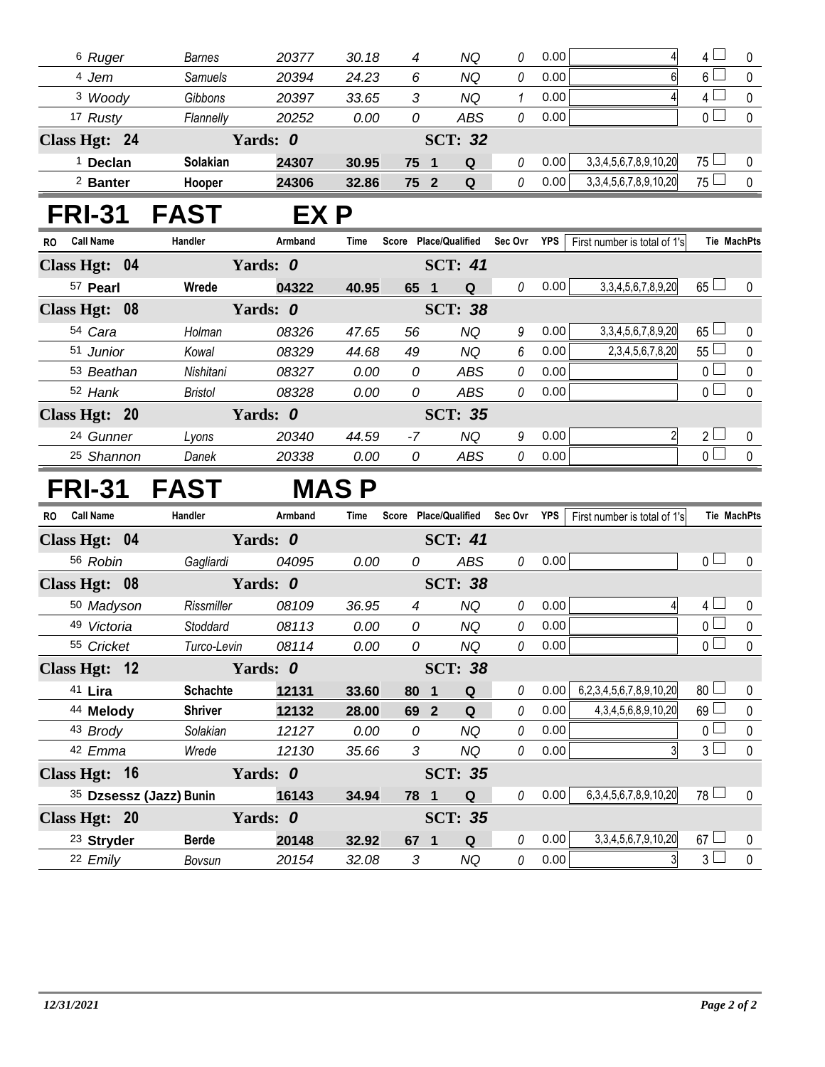| RO | Call Name | Handler | Armband | Time | Score | Place/Qualified | Sec Ovr | YPS | First number is total of 1's | Tie | MachPts |
|---|---|---|---|---|---|---|---|---|---|---|---|
| 6 | *Ruger* | *Barnes* | *20377* | *30.18* | *4* | *NQ* | *0* | 0.00 | 4 | 4 | 0 |
| 4 | *Jem* | *Samuels* | *20394* | *24.23* | *6* | *NQ* | *0* | 0.00 | 6 | 6 | 0 |
| 3 | *Woody* | *Gibbons* | *20397* | *33.65* | *3* | *NQ* | *1* | 0.00 | 4 | 4 | 0 |
| 17 | *Rusty* | *Flannelly* | *20252* | *0.00* | *0* | *ABS* | *0* | 0.00 | | 0 | 0 |
| **Class Hgt: 24** | | **Yards: 0** | | | | **SCT: 32** | | | | | |
| 1 | **Declan** | **Solakian** | **24307** | **30.95** | **75 1** | **Q** | *0* | 0.00 | 3,3,4,5,6,7,8,9,10,20 | 75 | 0 |
| 2 | **Banter** | **Hooper** | **24306** | **32.86** | **75 2** | **Q** | *0* | 0.00 | 3,3,4,5,6,7,8,9,10,20 | 75 | 0 |

# FRI-31 FAST EX P

| RO | Call Name | Handler | Armband | Time | Score | Place/Qualified | Sec Ovr | YPS | First number is total of 1's | Tie | MachPts |
|---|---|---|---|---|---|---|---|---|---|---|---|
| **Class Hgt: 04** | | **Yards: 0** | | | | **SCT: 41** | | | | | |
| 57 | **Pearl** | **Wrede** | **04322** | **40.95** | **65 1** | **Q** | *0* | 0.00 | 3,3,4,5,6,7,8,9,20 | 65 | 0 |
| **Class Hgt: 08** | | **Yards: 0** | | | | **SCT: 38** | | | | | |
| 54 | *Cara* | *Holman* | *08326* | *47.65* | *56* | *NQ* | *9* | 0.00 | 3,3,4,5,6,7,8,9,20 | 65 | 0 |
| 51 | *Junior* | *Kowal* | *08329* | *44.68* | *49* | *NQ* | *6* | 0.00 | 2,3,4,5,6,7,8,20 | 55 | 0 |
| 53 | *Beathan* | *Nishitani* | *08327* | *0.00* | *0* | *ABS* | *0* | 0.00 | | 0 | 0 |
| 52 | *Hank* | *Bristol* | *08328* | *0.00* | *0* | *ABS* | *0* | 0.00 | | 0 | 0 |
| **Class Hgt: 20** | | **Yards: 0** | | | | **SCT: 35** | | | | | |
| 24 | *Gunner* | *Lyons* | *20340* | *44.59* | *-7* | *NQ* | *9* | 0.00 | 2 | 2 | 0 |
| 25 | *Shannon* | *Danek* | *20338* | *0.00* | *0* | *ABS* | *0* | 0.00 | | 0 | 0 |

# FRI-31 FAST MAS P

| RO | Call Name | Handler | Armband | Time | Score | Place/Qualified | Sec Ovr | YPS | First number is total of 1's | Tie | MachPts |
|---|---|---|---|---|---|---|---|---|---|---|---|
| **Class Hgt: 04** | | **Yards: 0** | | | | **SCT: 41** | | | | | |
| 56 | *Robin* | *Gagliardi* | *04095* | *0.00* | *0* | *ABS* | *0* | 0.00 | | 0 | 0 |
| **Class Hgt: 08** | | **Yards: 0** | | | | **SCT: 38** | | | | | |
| 50 | *Madyson* | *Rissmiller* | *08109* | *36.95* | *4* | *NQ* | *0* | 0.00 | 4 | 4 | 0 |
| 49 | *Victoria* | *Stoddard* | *08113* | *0.00* | *0* | *NQ* | *0* | 0.00 | | 0 | 0 |
| 55 | *Cricket* | *Turco-Levin* | *08114* | *0.00* | *0* | *NQ* | *0* | 0.00 | | 0 | 0 |
| **Class Hgt: 12** | | **Yards: 0** | | | | **SCT: 38** | | | | | |
| 41 | **Lira** | **Schachte** | **12131** | **33.60** | **80 1** | **Q** | *0* | 0.00 | 6,2,3,4,5,6,7,8,9,10,20 | 80 | 0 |
| 44 | **Melody** | **Shriver** | **12132** | **28.00** | **69 2** | **Q** | *0* | 0.00 | 4,3,4,5,6,8,9,10,20 | 69 | 0 |
| 43 | *Brody* | *Solakian* | *12127* | *0.00* | *0* | *NQ* | *0* | 0.00 | | 0 | 0 |
| 42 | *Emma* | *Wrede* | *12130* | *35.66* | *3* | *NQ* | *0* | 0.00 | 3 | 3 | 0 |
| **Class Hgt: 16** | | **Yards: 0** | | | | **SCT: 35** | | | | | |
| 35 | **Dzsessz (Jazz)** | **Bunin** | **16143** | **34.94** | **78 1** | **Q** | *0* | 0.00 | 6,3,4,5,6,7,8,9,10,20 | 78 | 0 |
| **Class Hgt: 20** | | **Yards: 0** | | | | **SCT: 35** | | | | | |
| 23 | **Stryder** | **Berde** | **20148** | **32.92** | **67 1** | **Q** | *0* | 0.00 | 3,3,4,5,6,7,9,10,20 | 67 | 0 |
| 22 | *Emily* | *Bovsun* | *20154* | *32.08* | *3* | *NQ* | *0* | 0.00 | 3 | 3 | 0 |

*12/31/2021*